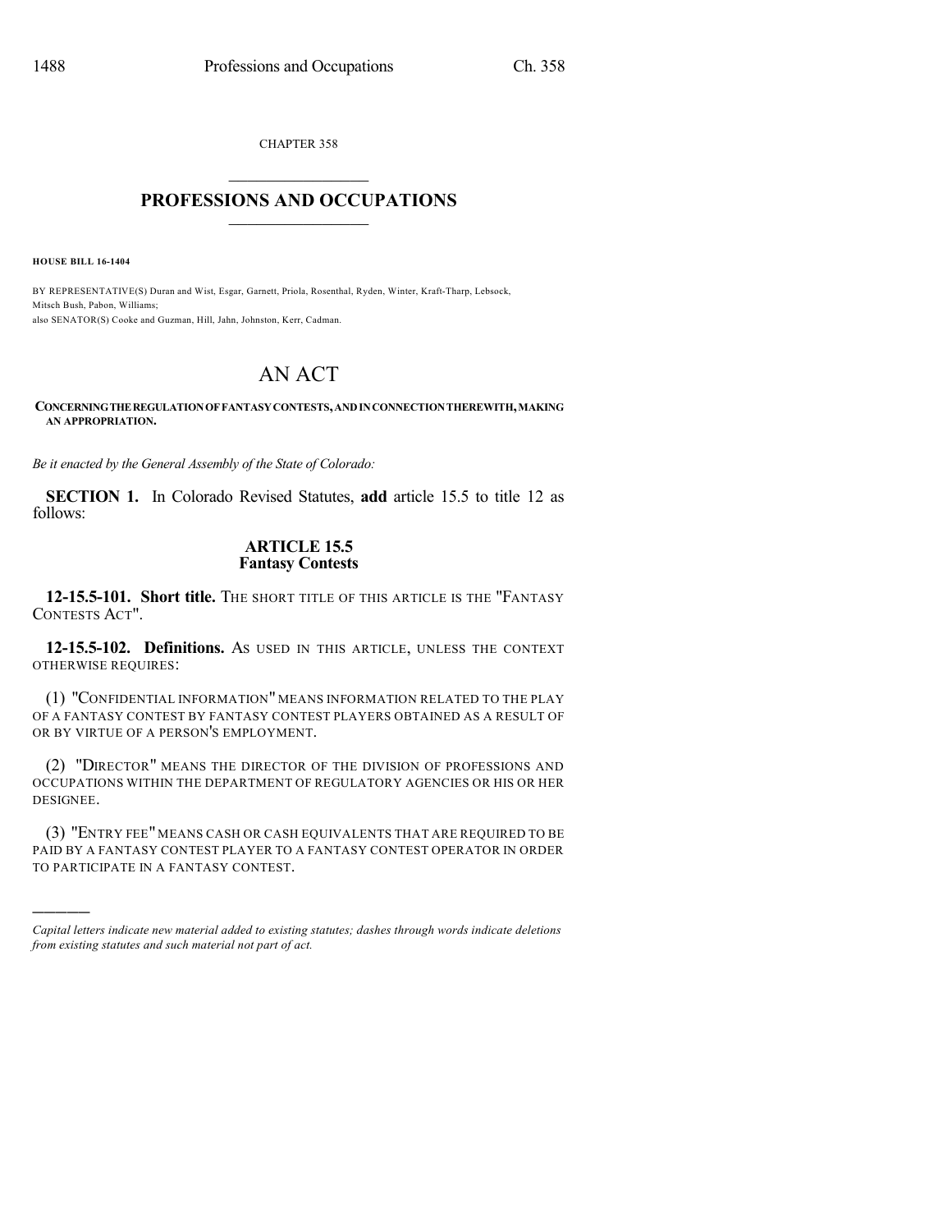CHAPTER 358

# PROFESSIONS AND OCCUPATIONS

**HOUSE BILL 16-1404**

BY REPRESENTATIVE(S) Duran and Wist, Esgar, Garnett, Priola, Rosenthal, Ryden, Winter, Kraft-Tharp, Lebsock, Mitsch Bush, Pabon, Williams;
also SENATOR(S) Cooke and Guzman, Hill, Jahn, Johnston, Kerr, Cadman.

# AN ACT

**CONCERNING THE REGULATION OF FANTASY CONTESTS, AND IN CONNECTION THEREWITH, MAKING AN APPROPRIATION.**

*Be it enacted by the General Assembly of the State of Colorado:*

**SECTION 1.** In Colorado Revised Statutes, **add** article 15.5 to title 12 as follows:

## ARTICLE 15.5
## Fantasy Contests

**12-15.5-101. Short title.** THE SHORT TITLE OF THIS ARTICLE IS THE "FANTASY CONTESTS ACT".

**12-15.5-102. Definitions.** AS USED IN THIS ARTICLE, UNLESS THE CONTEXT OTHERWISE REQUIRES:

(1) "CONFIDENTIAL INFORMATION" MEANS INFORMATION RELATED TO THE PLAY OF A FANTASY CONTEST BY FANTASY CONTEST PLAYERS OBTAINED AS A RESULT OF OR BY VIRTUE OF A PERSON'S EMPLOYMENT.

(2) "DIRECTOR" MEANS THE DIRECTOR OF THE DIVISION OF PROFESSIONS AND OCCUPATIONS WITHIN THE DEPARTMENT OF REGULATORY AGENCIES OR HIS OR HER DESIGNEE.

(3) "ENTRY FEE" MEANS CASH OR CASH EQUIVALENTS THAT ARE REQUIRED TO BE PAID BY A FANTASY CONTEST PLAYER TO A FANTASY CONTEST OPERATOR IN ORDER TO PARTICIPATE IN A FANTASY CONTEST.

---

*Capital letters indicate new material added to existing statutes; dashes through words indicate deletions from existing statutes and such material not part of act.*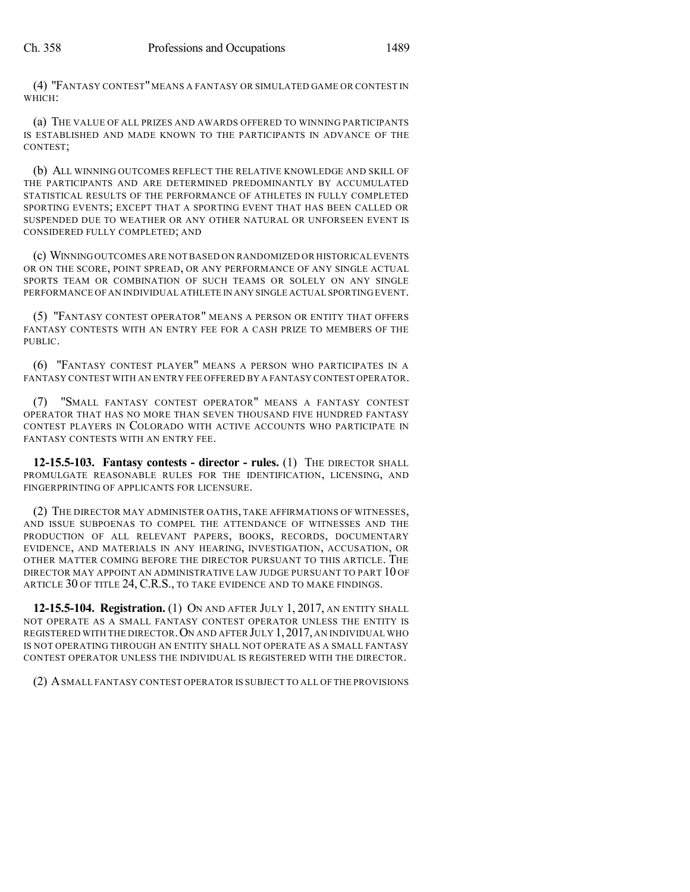(4) "FANTASY CONTEST" MEANS A FANTASY OR SIMULATED GAME OR CONTEST IN WHICH:

(a) THE VALUE OF ALL PRIZES AND AWARDS OFFERED TO WINNING PARTICIPANTS IS ESTABLISHED AND MADE KNOWN TO THE PARTICIPANTS IN ADVANCE OF THE CONTEST;

(b) ALL WINNING OUTCOMES REFLECT THE RELATIVE KNOWLEDGE AND SKILL OF THE PARTICIPANTS AND ARE DETERMINED PREDOMINANTLY BY ACCUMULATED STATISTICAL RESULTS OF THE PERFORMANCE OF ATHLETES IN FULLY COMPLETED SPORTING EVENTS; EXCEPT THAT A SPORTING EVENT THAT HAS BEEN CALLED OR SUSPENDED DUE TO WEATHER OR ANY OTHER NATURAL OR UNFORSEEN EVENT IS CONSIDERED FULLY COMPLETED; AND

(c) WINNING OUTCOMES ARE NOT BASED ON RANDOMIZED OR HISTORICAL EVENTS OR ON THE SCORE, POINT SPREAD, OR ANY PERFORMANCE OF ANY SINGLE ACTUAL SPORTS TEAM OR COMBINATION OF SUCH TEAMS OR SOLELY ON ANY SINGLE PERFORMANCE OF AN INDIVIDUAL ATHLETE IN ANY SINGLE ACTUAL SPORTING EVENT.

(5) "FANTASY CONTEST OPERATOR" MEANS A PERSON OR ENTITY THAT OFFERS FANTASY CONTESTS WITH AN ENTRY FEE FOR A CASH PRIZE TO MEMBERS OF THE PUBLIC.

(6) "FANTASY CONTEST PLAYER" MEANS A PERSON WHO PARTICIPATES IN A FANTASY CONTEST WITH AN ENTRY FEE OFFERED BY A FANTASY CONTEST OPERATOR.

(7) "SMALL FANTASY CONTEST OPERATOR" MEANS A FANTASY CONTEST OPERATOR THAT HAS NO MORE THAN SEVEN THOUSAND FIVE HUNDRED FANTASY CONTEST PLAYERS IN COLORADO WITH ACTIVE ACCOUNTS WHO PARTICIPATE IN FANTASY CONTESTS WITH AN ENTRY FEE.

**12-15.5-103. Fantasy contests - director - rules.** (1) THE DIRECTOR SHALL PROMULGATE REASONABLE RULES FOR THE IDENTIFICATION, LICENSING, AND FINGERPRINTING OF APPLICANTS FOR LICENSURE.

(2) THE DIRECTOR MAY ADMINISTER OATHS, TAKE AFFIRMATIONS OF WITNESSES, AND ISSUE SUBPOENAS TO COMPEL THE ATTENDANCE OF WITNESSES AND THE PRODUCTION OF ALL RELEVANT PAPERS, BOOKS, RECORDS, DOCUMENTARY EVIDENCE, AND MATERIALS IN ANY HEARING, INVESTIGATION, ACCUSATION, OR OTHER MATTER COMING BEFORE THE DIRECTOR PURSUANT TO THIS ARTICLE. THE DIRECTOR MAY APPOINT AN ADMINISTRATIVE LAW JUDGE PURSUANT TO PART 10 OF ARTICLE 30 OF TITLE 24, C.R.S., TO TAKE EVIDENCE AND TO MAKE FINDINGS.

**12-15.5-104. Registration.** (1) ON AND AFTER JULY 1, 2017, AN ENTITY SHALL NOT OPERATE AS A SMALL FANTASY CONTEST OPERATOR UNLESS THE ENTITY IS REGISTERED WITH THE DIRECTOR. ON AND AFTER JULY 1, 2017, AN INDIVIDUAL WHO IS NOT OPERATING THROUGH AN ENTITY SHALL NOT OPERATE AS A SMALL FANTASY CONTEST OPERATOR UNLESS THE INDIVIDUAL IS REGISTERED WITH THE DIRECTOR.

(2) A SMALL FANTASY CONTEST OPERATOR IS SUBJECT TO ALL OF THE PROVISIONS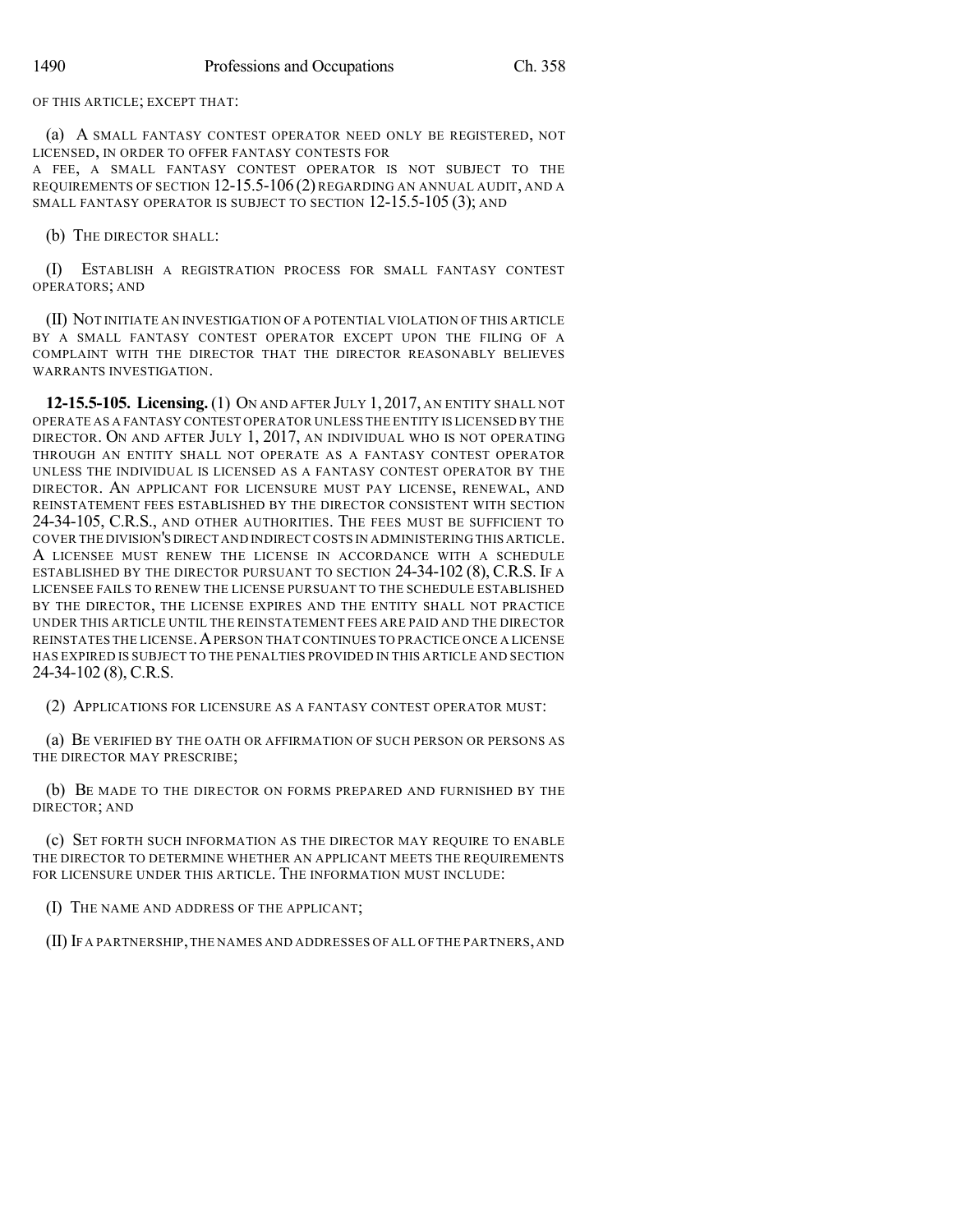OF THIS ARTICLE; EXCEPT THAT:

(a) A SMALL FANTASY CONTEST OPERATOR NEED ONLY BE REGISTERED, NOT LICENSED, IN ORDER TO OFFER FANTASY CONTESTS FOR A FEE, A SMALL FANTASY CONTEST OPERATOR IS NOT SUBJECT TO THE REQUIREMENTS OF SECTION 12-15.5-106 (2) REGARDING AN ANNUAL AUDIT, AND A SMALL FANTASY OPERATOR IS SUBJECT TO SECTION 12-15.5-105 (3); AND

(b) THE DIRECTOR SHALL:

(I) ESTABLISH A REGISTRATION PROCESS FOR SMALL FANTASY CONTEST OPERATORS; AND

(II) NOT INITIATE AN INVESTIGATION OF A POTENTIAL VIOLATION OF THIS ARTICLE BY A SMALL FANTASY CONTEST OPERATOR EXCEPT UPON THE FILING OF A COMPLAINT WITH THE DIRECTOR THAT THE DIRECTOR REASONABLY BELIEVES WARRANTS INVESTIGATION.

**12-15.5-105. Licensing.** (1) ON AND AFTER JULY 1, 2017, AN ENTITY SHALL NOT OPERATE AS A FANTASY CONTEST OPERATOR UNLESS THE ENTITY IS LICENSED BY THE DIRECTOR. ON AND AFTER JULY 1, 2017, AN INDIVIDUAL WHO IS NOT OPERATING THROUGH AN ENTITY SHALL NOT OPERATE AS A FANTASY CONTEST OPERATOR UNLESS THE INDIVIDUAL IS LICENSED AS A FANTASY CONTEST OPERATOR BY THE DIRECTOR. AN APPLICANT FOR LICENSURE MUST PAY LICENSE, RENEWAL, AND REINSTATEMENT FEES ESTABLISHED BY THE DIRECTOR CONSISTENT WITH SECTION 24-34-105, C.R.S., AND OTHER AUTHORITIES. THE FEES MUST BE SUFFICIENT TO COVER THE DIVISION'S DIRECT AND INDIRECT COSTS IN ADMINISTERING THIS ARTICLE. A LICENSEE MUST RENEW THE LICENSE IN ACCORDANCE WITH A SCHEDULE ESTABLISHED BY THE DIRECTOR PURSUANT TO SECTION 24-34-102 (8), C.R.S. IF A LICENSEE FAILS TO RENEW THE LICENSE PURSUANT TO THE SCHEDULE ESTABLISHED BY THE DIRECTOR, THE LICENSE EXPIRES AND THE ENTITY SHALL NOT PRACTICE UNDER THIS ARTICLE UNTIL THE REINSTATEMENT FEES ARE PAID AND THE DIRECTOR REINSTATES THE LICENSE. A PERSON THAT CONTINUES TO PRACTICE ONCE A LICENSE HAS EXPIRED IS SUBJECT TO THE PENALTIES PROVIDED IN THIS ARTICLE AND SECTION 24-34-102 (8), C.R.S.

(2) APPLICATIONS FOR LICENSURE AS A FANTASY CONTEST OPERATOR MUST:

(a) BE VERIFIED BY THE OATH OR AFFIRMATION OF SUCH PERSON OR PERSONS AS THE DIRECTOR MAY PRESCRIBE;

(b) BE MADE TO THE DIRECTOR ON FORMS PREPARED AND FURNISHED BY THE DIRECTOR; AND

(c) SET FORTH SUCH INFORMATION AS THE DIRECTOR MAY REQUIRE TO ENABLE THE DIRECTOR TO DETERMINE WHETHER AN APPLICANT MEETS THE REQUIREMENTS FOR LICENSURE UNDER THIS ARTICLE. THE INFORMATION MUST INCLUDE:

(I) THE NAME AND ADDRESS OF THE APPLICANT;

(II) IF A PARTNERSHIP, THE NAMES AND ADDRESSES OF ALL OF THE PARTNERS, AND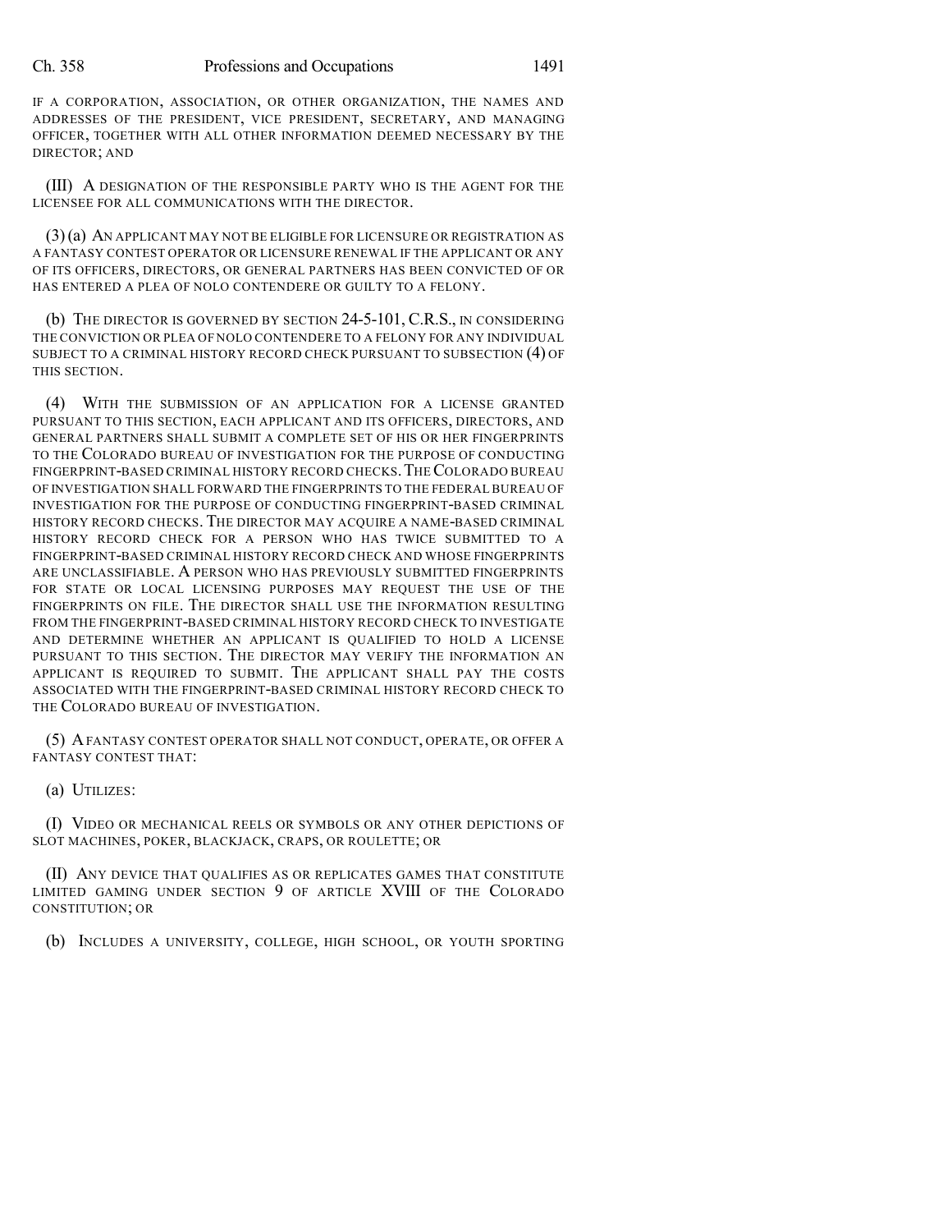IF A CORPORATION, ASSOCIATION, OR OTHER ORGANIZATION, THE NAMES AND ADDRESSES OF THE PRESIDENT, VICE PRESIDENT, SECRETARY, AND MANAGING OFFICER, TOGETHER WITH ALL OTHER INFORMATION DEEMED NECESSARY BY THE DIRECTOR; AND

(III) A DESIGNATION OF THE RESPONSIBLE PARTY WHO IS THE AGENT FOR THE LICENSEE FOR ALL COMMUNICATIONS WITH THE DIRECTOR.

(3) (a) AN APPLICANT MAY NOT BE ELIGIBLE FOR LICENSURE OR REGISTRATION AS A FANTASY CONTEST OPERATOR OR LICENSURE RENEWAL IF THE APPLICANT OR ANY OF ITS OFFICERS, DIRECTORS, OR GENERAL PARTNERS HAS BEEN CONVICTED OF OR HAS ENTERED A PLEA OF NOLO CONTENDERE OR GUILTY TO A FELONY.

(b) THE DIRECTOR IS GOVERNED BY SECTION 24-5-101, C.R.S., IN CONSIDERING THE CONVICTION OR PLEA OF NOLO CONTENDERE TO A FELONY FOR ANY INDIVIDUAL SUBJECT TO A CRIMINAL HISTORY RECORD CHECK PURSUANT TO SUBSECTION (4) OF THIS SECTION.

(4) WITH THE SUBMISSION OF AN APPLICATION FOR A LICENSE GRANTED PURSUANT TO THIS SECTION, EACH APPLICANT AND ITS OFFICERS, DIRECTORS, AND GENERAL PARTNERS SHALL SUBMIT A COMPLETE SET OF HIS OR HER FINGERPRINTS TO THE COLORADO BUREAU OF INVESTIGATION FOR THE PURPOSE OF CONDUCTING FINGERPRINT-BASED CRIMINAL HISTORY RECORD CHECKS. THE COLORADO BUREAU OF INVESTIGATION SHALL FORWARD THE FINGERPRINTS TO THE FEDERAL BUREAU OF INVESTIGATION FOR THE PURPOSE OF CONDUCTING FINGERPRINT-BASED CRIMINAL HISTORY RECORD CHECKS. THE DIRECTOR MAY ACQUIRE A NAME-BASED CRIMINAL HISTORY RECORD CHECK FOR A PERSON WHO HAS TWICE SUBMITTED TO A FINGERPRINT-BASED CRIMINAL HISTORY RECORD CHECK AND WHOSE FINGERPRINTS ARE UNCLASSIFIABLE. A PERSON WHO HAS PREVIOUSLY SUBMITTED FINGERPRINTS FOR STATE OR LOCAL LICENSING PURPOSES MAY REQUEST THE USE OF THE FINGERPRINTS ON FILE. THE DIRECTOR SHALL USE THE INFORMATION RESULTING FROM THE FINGERPRINT-BASED CRIMINAL HISTORY RECORD CHECK TO INVESTIGATE AND DETERMINE WHETHER AN APPLICANT IS QUALIFIED TO HOLD A LICENSE PURSUANT TO THIS SECTION. THE DIRECTOR MAY VERIFY THE INFORMATION AN APPLICANT IS REQUIRED TO SUBMIT. THE APPLICANT SHALL PAY THE COSTS ASSOCIATED WITH THE FINGERPRINT-BASED CRIMINAL HISTORY RECORD CHECK TO THE COLORADO BUREAU OF INVESTIGATION.

(5) A FANTASY CONTEST OPERATOR SHALL NOT CONDUCT, OPERATE, OR OFFER A FANTASY CONTEST THAT:

(a) UTILIZES:

(I) VIDEO OR MECHANICAL REELS OR SYMBOLS OR ANY OTHER DEPICTIONS OF SLOT MACHINES, POKER, BLACKJACK, CRAPS, OR ROULETTE; OR

(II) ANY DEVICE THAT QUALIFIES AS OR REPLICATES GAMES THAT CONSTITUTE LIMITED GAMING UNDER SECTION 9 OF ARTICLE XVIII OF THE COLORADO CONSTITUTION; OR

(b) INCLUDES A UNIVERSITY, COLLEGE, HIGH SCHOOL, OR YOUTH SPORTING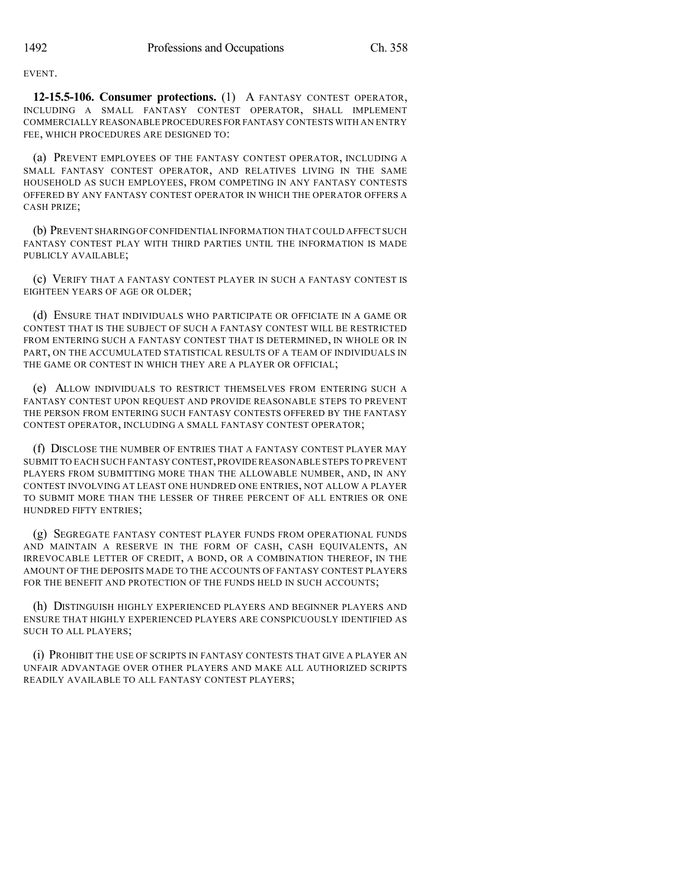EVENT.

**12-15.5-106. Consumer protections.** (1) A FANTASY CONTEST OPERATOR, INCLUDING A SMALL FANTASY CONTEST OPERATOR, SHALL IMPLEMENT COMMERCIALLY REASONABLE PROCEDURES FOR FANTASY CONTESTS WITH AN ENTRY FEE, WHICH PROCEDURES ARE DESIGNED TO:

(a) PREVENT EMPLOYEES OF THE FANTASY CONTEST OPERATOR, INCLUDING A SMALL FANTASY CONTEST OPERATOR, AND RELATIVES LIVING IN THE SAME HOUSEHOLD AS SUCH EMPLOYEES, FROM COMPETING IN ANY FANTASY CONTESTS OFFERED BY ANY FANTASY CONTEST OPERATOR IN WHICH THE OPERATOR OFFERS A CASH PRIZE;

(b) PREVENT SHARING OF CONFIDENTIAL INFORMATION THAT COULD AFFECT SUCH FANTASY CONTEST PLAY WITH THIRD PARTIES UNTIL THE INFORMATION IS MADE PUBLICLY AVAILABLE;

(c) VERIFY THAT A FANTASY CONTEST PLAYER IN SUCH A FANTASY CONTEST IS EIGHTEEN YEARS OF AGE OR OLDER;

(d) ENSURE THAT INDIVIDUALS WHO PARTICIPATE OR OFFICIATE IN A GAME OR CONTEST THAT IS THE SUBJECT OF SUCH A FANTASY CONTEST WILL BE RESTRICTED FROM ENTERING SUCH A FANTASY CONTEST THAT IS DETERMINED, IN WHOLE OR IN PART, ON THE ACCUMULATED STATISTICAL RESULTS OF A TEAM OF INDIVIDUALS IN THE GAME OR CONTEST IN WHICH THEY ARE A PLAYER OR OFFICIAL;

(e) ALLOW INDIVIDUALS TO RESTRICT THEMSELVES FROM ENTERING SUCH A FANTASY CONTEST UPON REQUEST AND PROVIDE REASONABLE STEPS TO PREVENT THE PERSON FROM ENTERING SUCH FANTASY CONTESTS OFFERED BY THE FANTASY CONTEST OPERATOR, INCLUDING A SMALL FANTASY CONTEST OPERATOR;

(f) DISCLOSE THE NUMBER OF ENTRIES THAT A FANTASY CONTEST PLAYER MAY SUBMIT TO EACH SUCH FANTASY CONTEST, PROVIDE REASONABLE STEPS TO PREVENT PLAYERS FROM SUBMITTING MORE THAN THE ALLOWABLE NUMBER, AND, IN ANY CONTEST INVOLVING AT LEAST ONE HUNDRED ONE ENTRIES, NOT ALLOW A PLAYER TO SUBMIT MORE THAN THE LESSER OF THREE PERCENT OF ALL ENTRIES OR ONE HUNDRED FIFTY ENTRIES;

(g) SEGREGATE FANTASY CONTEST PLAYER FUNDS FROM OPERATIONAL FUNDS AND MAINTAIN A RESERVE IN THE FORM OF CASH, CASH EQUIVALENTS, AN IRREVOCABLE LETTER OF CREDIT, A BOND, OR A COMBINATION THEREOF, IN THE AMOUNT OF THE DEPOSITS MADE TO THE ACCOUNTS OF FANTASY CONTEST PLAYERS FOR THE BENEFIT AND PROTECTION OF THE FUNDS HELD IN SUCH ACCOUNTS;

(h) DISTINGUISH HIGHLY EXPERIENCED PLAYERS AND BEGINNER PLAYERS AND ENSURE THAT HIGHLY EXPERIENCED PLAYERS ARE CONSPICUOUSLY IDENTIFIED AS SUCH TO ALL PLAYERS;

(i) PROHIBIT THE USE OF SCRIPTS IN FANTASY CONTESTS THAT GIVE A PLAYER AN UNFAIR ADVANTAGE OVER OTHER PLAYERS AND MAKE ALL AUTHORIZED SCRIPTS READILY AVAILABLE TO ALL FANTASY CONTEST PLAYERS;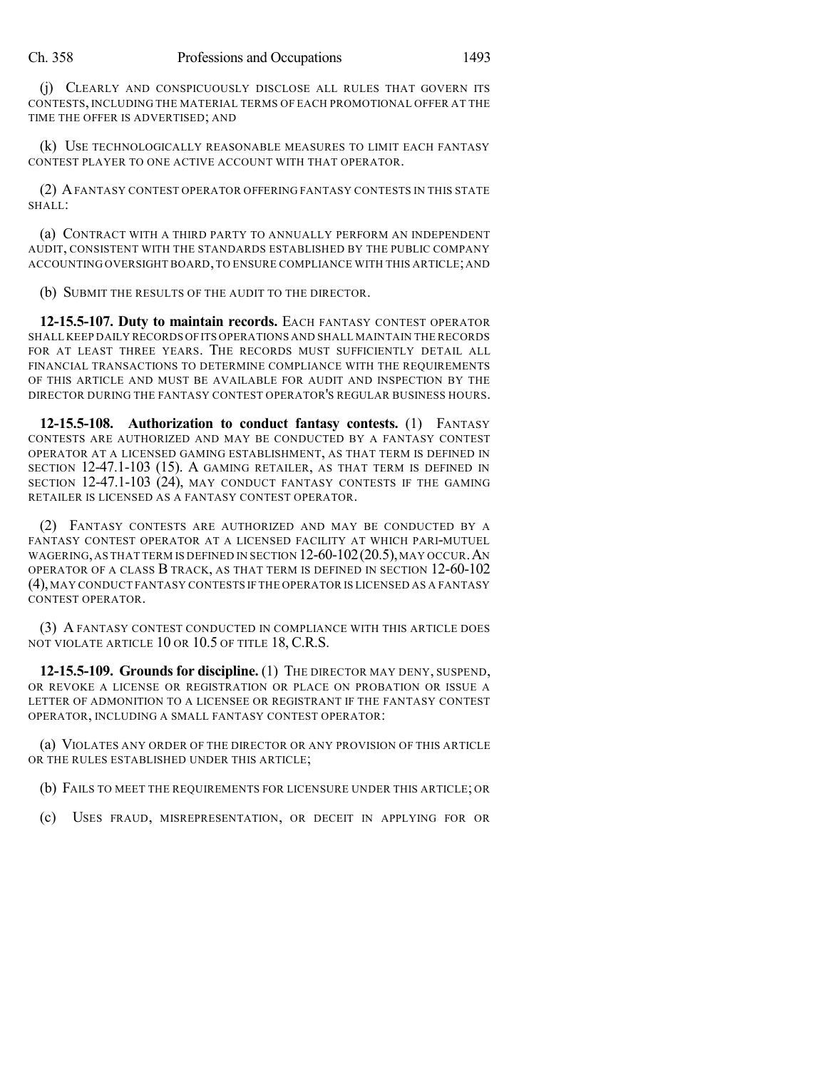(j) CLEARLY AND CONSPICUOUSLY DISCLOSE ALL RULES THAT GOVERN ITS CONTESTS, INCLUDING THE MATERIAL TERMS OF EACH PROMOTIONAL OFFER AT THE TIME THE OFFER IS ADVERTISED; AND

(k) USE TECHNOLOGICALLY REASONABLE MEASURES TO LIMIT EACH FANTASY CONTEST PLAYER TO ONE ACTIVE ACCOUNT WITH THAT OPERATOR.

(2) A FANTASY CONTEST OPERATOR OFFERING FANTASY CONTESTS IN THIS STATE SHALL:

(a) CONTRACT WITH A THIRD PARTY TO ANNUALLY PERFORM AN INDEPENDENT AUDIT, CONSISTENT WITH THE STANDARDS ESTABLISHED BY THE PUBLIC COMPANY ACCOUNTING OVERSIGHT BOARD, TO ENSURE COMPLIANCE WITH THIS ARTICLE; AND

(b) SUBMIT THE RESULTS OF THE AUDIT TO THE DIRECTOR.

**12-15.5-107. Duty to maintain records.** EACH FANTASY CONTEST OPERATOR SHALL KEEP DAILY RECORDS OF ITS OPERATIONS AND SHALL MAINTAIN THE RECORDS FOR AT LEAST THREE YEARS. THE RECORDS MUST SUFFICIENTLY DETAIL ALL FINANCIAL TRANSACTIONS TO DETERMINE COMPLIANCE WITH THE REQUIREMENTS OF THIS ARTICLE AND MUST BE AVAILABLE FOR AUDIT AND INSPECTION BY THE DIRECTOR DURING THE FANTASY CONTEST OPERATOR'S REGULAR BUSINESS HOURS.

**12-15.5-108. Authorization to conduct fantasy contests.** (1) FANTASY CONTESTS ARE AUTHORIZED AND MAY BE CONDUCTED BY A FANTASY CONTEST OPERATOR AT A LICENSED GAMING ESTABLISHMENT, AS THAT TERM IS DEFINED IN SECTION 12-47.1-103 (15). A GAMING RETAILER, AS THAT TERM IS DEFINED IN SECTION 12-47.1-103 (24), MAY CONDUCT FANTASY CONTESTS IF THE GAMING RETAILER IS LICENSED AS A FANTASY CONTEST OPERATOR.

(2) FANTASY CONTESTS ARE AUTHORIZED AND MAY BE CONDUCTED BY A FANTASY CONTEST OPERATOR AT A LICENSED FACILITY AT WHICH PARI-MUTUEL WAGERING, AS THAT TERM IS DEFINED IN SECTION 12-60-102 (20.5), MAY OCCUR. AN OPERATOR OF A CLASS B TRACK, AS THAT TERM IS DEFINED IN SECTION 12-60-102 (4), MAY CONDUCT FANTASY CONTESTS IF THE OPERATOR IS LICENSED AS A FANTASY CONTEST OPERATOR.

(3) A FANTASY CONTEST CONDUCTED IN COMPLIANCE WITH THIS ARTICLE DOES NOT VIOLATE ARTICLE 10 OR 10.5 OF TITLE 18, C.R.S.

**12-15.5-109. Grounds for discipline.** (1) THE DIRECTOR MAY DENY, SUSPEND, OR REVOKE A LICENSE OR REGISTRATION OR PLACE ON PROBATION OR ISSUE A LETTER OF ADMONITION TO A LICENSEE OR REGISTRANT IF THE FANTASY CONTEST OPERATOR, INCLUDING A SMALL FANTASY CONTEST OPERATOR:

(a) VIOLATES ANY ORDER OF THE DIRECTOR OR ANY PROVISION OF THIS ARTICLE OR THE RULES ESTABLISHED UNDER THIS ARTICLE;

(b) FAILS TO MEET THE REQUIREMENTS FOR LICENSURE UNDER THIS ARTICLE; OR

(c) USES FRAUD, MISREPRESENTATION, OR DECEIT IN APPLYING FOR OR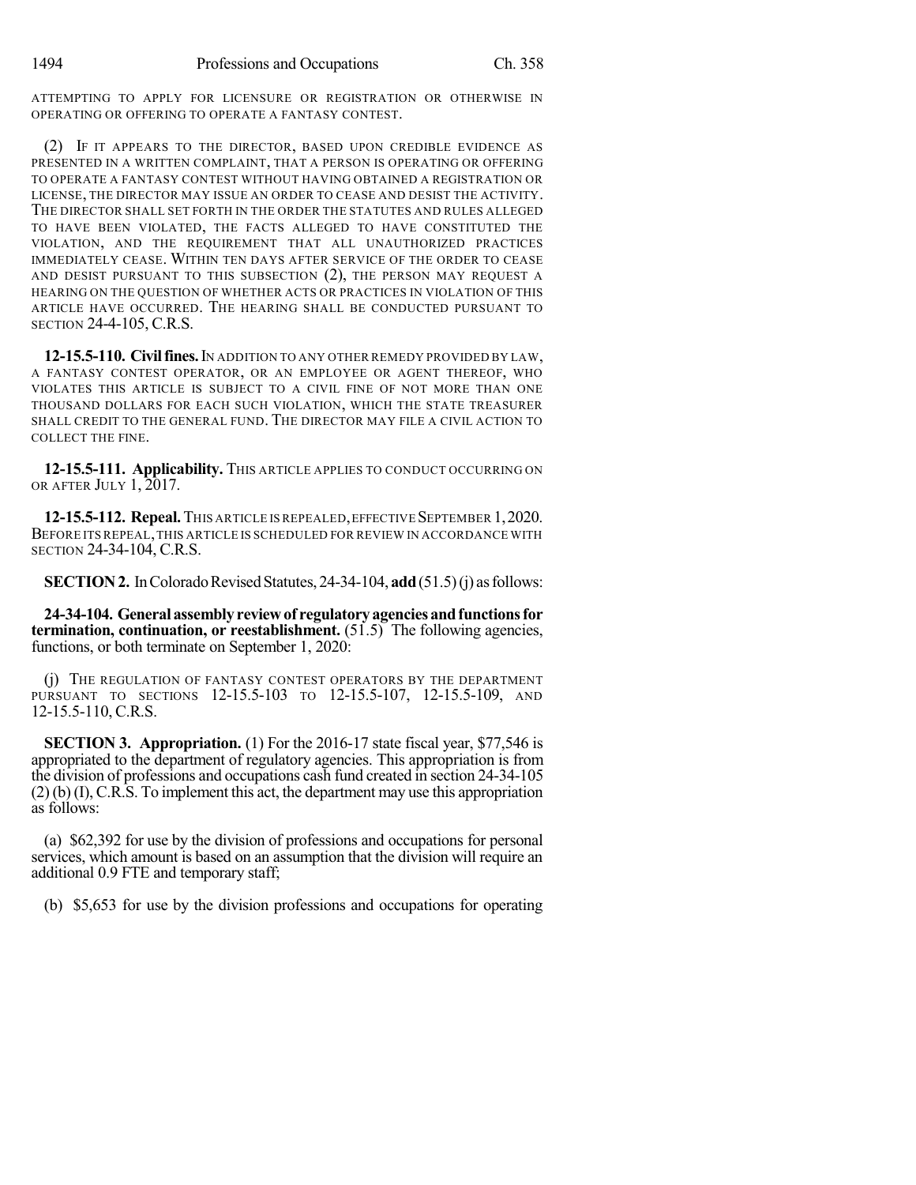ATTEMPTING TO APPLY FOR LICENSURE OR REGISTRATION OR OTHERWISE IN OPERATING OR OFFERING TO OPERATE A FANTASY CONTEST.

(2) IF IT APPEARS TO THE DIRECTOR, BASED UPON CREDIBLE EVIDENCE AS PRESENTED IN A WRITTEN COMPLAINT, THAT A PERSON IS OPERATING OR OFFERING TO OPERATE A FANTASY CONTEST WITHOUT HAVING OBTAINED A REGISTRATION OR LICENSE, THE DIRECTOR MAY ISSUE AN ORDER TO CEASE AND DESIST THE ACTIVITY. THE DIRECTOR SHALL SET FORTH IN THE ORDER THE STATUTES AND RULES ALLEGED TO HAVE BEEN VIOLATED, THE FACTS ALLEGED TO HAVE CONSTITUTED THE VIOLATION, AND THE REQUIREMENT THAT ALL UNAUTHORIZED PRACTICES IMMEDIATELY CEASE. WITHIN TEN DAYS AFTER SERVICE OF THE ORDER TO CEASE AND DESIST PURSUANT TO THIS SUBSECTION (2), THE PERSON MAY REQUEST A HEARING ON THE QUESTION OF WHETHER ACTS OR PRACTICES IN VIOLATION OF THIS ARTICLE HAVE OCCURRED. THE HEARING SHALL BE CONDUCTED PURSUANT TO SECTION 24-4-105, C.R.S.

**12-15.5-110. Civil fines.** IN ADDITION TO ANY OTHER REMEDY PROVIDED BY LAW, A FANTASY CONTEST OPERATOR, OR AN EMPLOYEE OR AGENT THEREOF, WHO VIOLATES THIS ARTICLE IS SUBJECT TO A CIVIL FINE OF NOT MORE THAN ONE THOUSAND DOLLARS FOR EACH SUCH VIOLATION, WHICH THE STATE TREASURER SHALL CREDIT TO THE GENERAL FUND. THE DIRECTOR MAY FILE A CIVIL ACTION TO COLLECT THE FINE.

**12-15.5-111. Applicability.** THIS ARTICLE APPLIES TO CONDUCT OCCURRING ON OR AFTER JULY 1, 2017.

**12-15.5-112. Repeal.** THIS ARTICLE IS REPEALED, EFFECTIVE SEPTEMBER 1, 2020. BEFORE ITS REPEAL, THIS ARTICLE IS SCHEDULED FOR REVIEW IN ACCORDANCE WITH SECTION 24-34-104, C.R.S.

**SECTION 2.** In Colorado Revised Statutes, 24-34-104, **add** (51.5) (j) as follows:

**24-34-104. General assembly review of regulatory agencies and functions for termination, continuation, or reestablishment.** (51.5) The following agencies, functions, or both terminate on September 1, 2020:

(j) THE REGULATION OF FANTASY CONTEST OPERATORS BY THE DEPARTMENT PURSUANT TO SECTIONS 12-15.5-103 TO 12-15.5-107, 12-15.5-109, AND 12-15.5-110, C.R.S.

**SECTION 3. Appropriation.** (1) For the 2016-17 state fiscal year, $77,546 is appropriated to the department of regulatory agencies. This appropriation is from the division of professions and occupations cash fund created in section 24-34-105 (2) (b) (I), C.R.S. To implement this act, the department may use this appropriation as follows:

(a) $62,392 for use by the division of professions and occupations for personal services, which amount is based on an assumption that the division will require an additional 0.9 FTE and temporary staff;

(b) $5,653 for use by the division professions and occupations for operating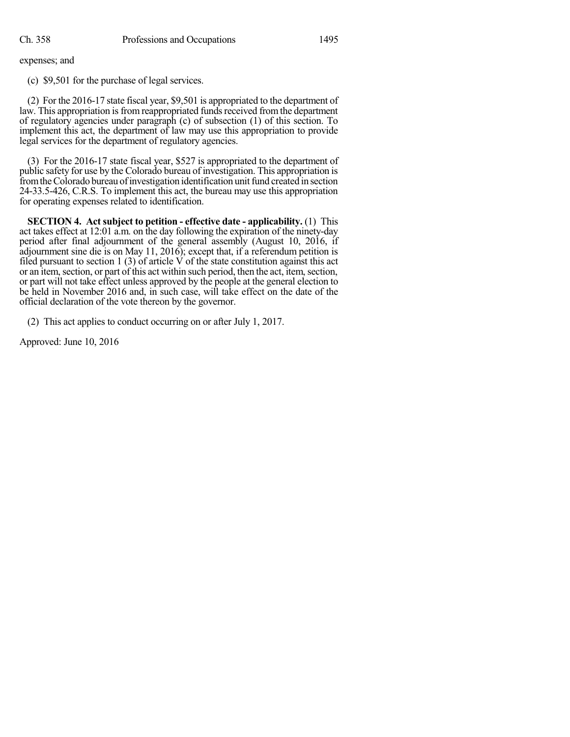expenses; and

(c) $9,501 for the purchase of legal services.

(2) For the 2016-17 state fiscal year, $9,501 is appropriated to the department of law. This appropriation is from reappropriated funds received from the department of regulatory agencies under paragraph (c) of subsection (1) of this section. To implement this act, the department of law may use this appropriation to provide legal services for the department of regulatory agencies.

(3) For the 2016-17 state fiscal year, $527 is appropriated to the department of public safety for use by the Colorado bureau of investigation. This appropriation is from the Colorado bureau of investigation identification unit fund created in section 24-33.5-426, C.R.S. To implement this act, the bureau may use this appropriation for operating expenses related to identification.

**SECTION 4. Act subject to petition - effective date - applicability.** (1) This act takes effect at 12:01 a.m. on the day following the expiration of the ninety-day period after final adjournment of the general assembly (August 10, 2016, if adjournment sine die is on May 11, 2016); except that, if a referendum petition is filed pursuant to section 1 (3) of article V of the state constitution against this act or an item, section, or part of this act within such period, then the act, item, section, or part will not take effect unless approved by the people at the general election to be held in November 2016 and, in such case, will take effect on the date of the official declaration of the vote thereon by the governor.

(2) This act applies to conduct occurring on or after July 1, 2017.

Approved: June 10, 2016